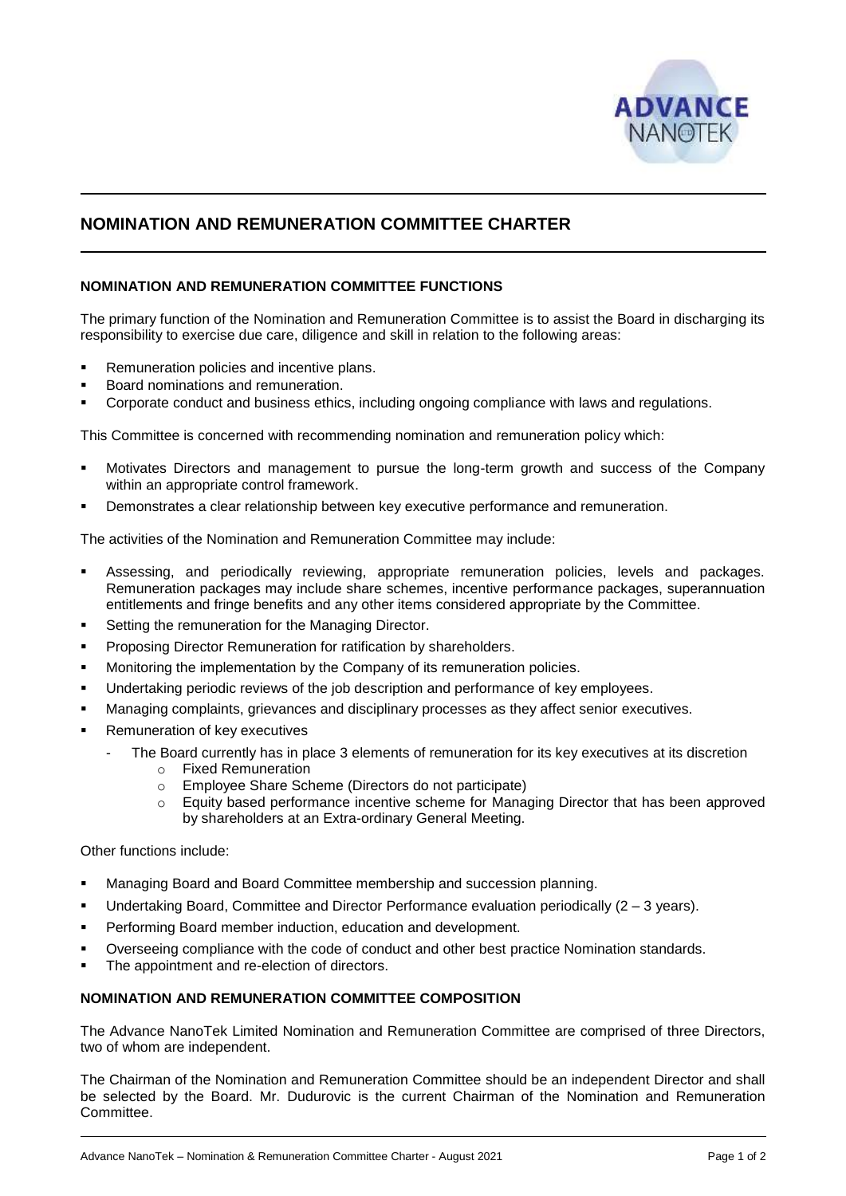# NOMINATION AND REMUNERATION COMMITTEE CHARTER

### NOMINATION AND REMUNERATION COMMITTEE FUNCTIONS

The primary function of the Nomination and Remuneration Committee is to assist the Board in discharging its responsibility to exercise due care, diligence and skill in relation to the following areas:

- Remuneration policies and incentive plans.
- Board nominations and remuneration.
- Corporate conduct and business ethics, including ongoing compliance with laws and regulations.

This Committee is concerned with recommending nomination and remuneration policy which:

- Motivates Directors and management to pursue the long-term growth and success of the Company within an appropriate control framework.
- Demonstrates a clear relationship between key executive performance and remuneration.

The activities of the Nomination and Remuneration Committee may include:

- Assessing, and periodically reviewing, appropriate remuneration policies, levels and packages. Remuneration packages may include share schemes, incentive performance packages, superannuation entitlements and fringe benefits and any other items considered appropriate by the Committee.
- Setting the remuneration for the Managing Director.
- Proposing Director Remuneration for ratification by shareholders.
- Monitoring the implementation by the Company of its remuneration policies.
- Undertaking periodic reviews of the job description and performance of key employees.
- Managing complaints, grievances and disciplinary processes as they affect senior executives.
- Remuneration of key executives
  - The Board currently has in place 3 elements of remuneration for its key executives at its discretion
    - Fixed Remuneration
    - Employee Share Scheme (Directors do not participate)
    - Equity based performance incentive scheme for Managing Director that has been approved by shareholders at an Extra-ordinary General Meeting.

Other functions include:

- Managing Board and Board Committee membership and succession planning.
- Undertaking Board, Committee and Director Performance evaluation periodically (2 – 3 years).
- Performing Board member induction, education and development.
- Overseeing compliance with the code of conduct and other best practice Nomination standards.
- The appointment and re-election of directors.

### NOMINATION AND REMUNERATION COMMITTEE COMPOSITION

The Advance NanoTek Limited Nomination and Remuneration Committee are comprised of three Directors, two of whom are independent.

The Chairman of the Nomination and Remuneration Committee should be an independent Director and shall be selected by the Board. Mr. Dudurovic is the current Chairman of the Nomination and Remuneration Committee.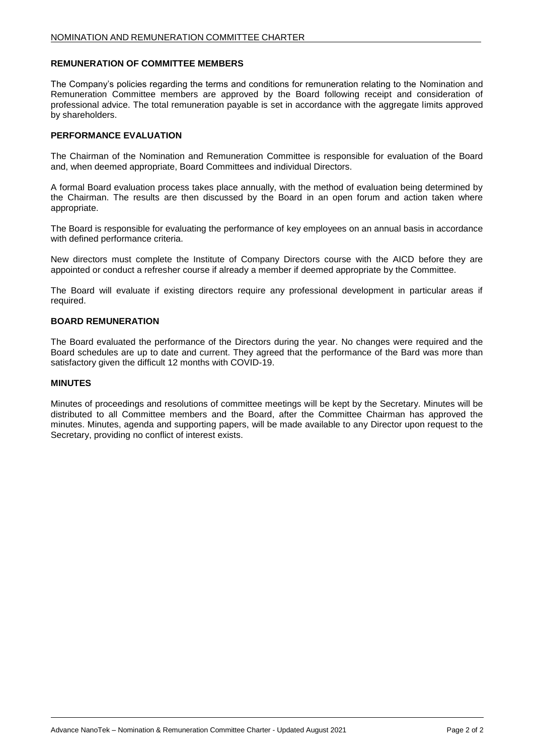**REMUNERATION OF COMMITTEE MEMBERS**

The Company's policies regarding the terms and conditions for remuneration relating to the Nomination and Remuneration Committee members are approved by the Board following receipt and consideration of professional advice. The total remuneration payable is set in accordance with the aggregate limits approved by shareholders.

**PERFORMANCE EVALUATION**

The Chairman of the Nomination and Remuneration Committee is responsible for evaluation of the Board and, when deemed appropriate, Board Committees and individual Directors.

A formal Board evaluation process takes place annually, with the method of evaluation being determined by the Chairman. The results are then discussed by the Board in an open forum and action taken where appropriate.

The Board is responsible for evaluating the performance of key employees on an annual basis in accordance with defined performance criteria.

New directors must complete the Institute of Company Directors course with the AICD before they are appointed or conduct a refresher course if already a member if deemed appropriate by the Committee.

The Board will evaluate if existing directors require any professional development in particular areas if required.

**BOARD REMUNERATION**

The Board evaluated the performance of the Directors during the year. No changes were required and the Board schedules are up to date and current. They agreed that the performance of the Bard was more than satisfactory given the difficult 12 months with COVID-19.

**MINUTES**

Minutes of proceedings and resolutions of committee meetings will be kept by the Secretary. Minutes will be distributed to all Committee members and the Board, after the Committee Chairman has approved the minutes. Minutes, agenda and supporting papers, will be made available to any Director upon request to the Secretary, providing no conflict of interest exists.